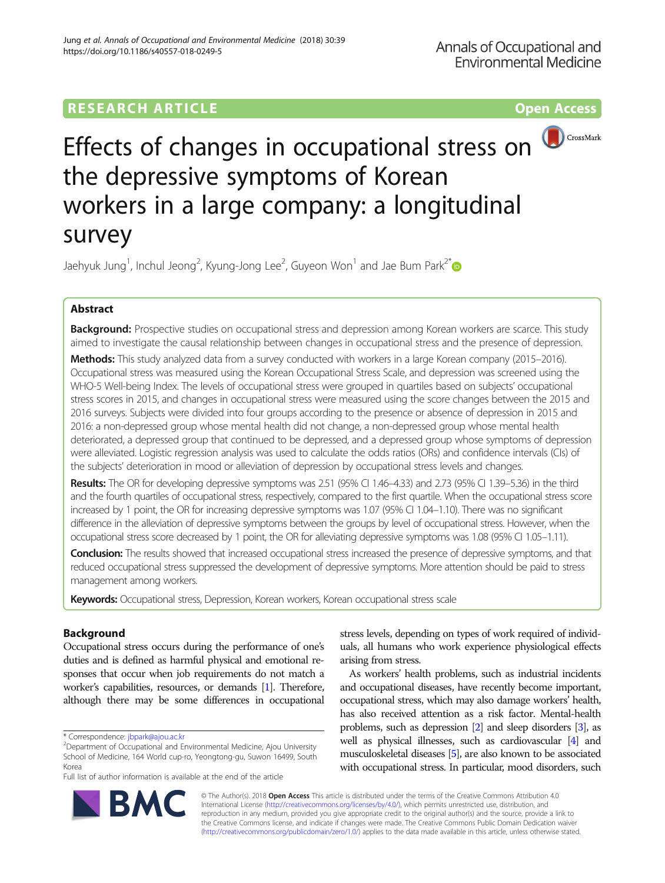RESEARCH ARTICLE

Open Access

# Effects of changes in occupational stress on the depressive symptoms of Korean workers in a large company: a longitudinal survey

Jaehyuk Jung[1], Inchul Jeong[2], Kyung-Jong Lee[2], Guyeon Won[1] and Jae Bum Park[2*]

## Abstract

**Background:** Prospective studies on occupational stress and depression among Korean workers are scarce. This study aimed to investigate the causal relationship between changes in occupational stress and the presence of depression.

**Methods:** This study analyzed data from a survey conducted with workers in a large Korean company (2015–2016). Occupational stress was measured using the Korean Occupational Stress Scale, and depression was screened using the WHO-5 Well-being Index. The levels of occupational stress were grouped in quartiles based on subjects' occupational stress scores in 2015, and changes in occupational stress were measured using the score changes between the 2015 and 2016 surveys. Subjects were divided into four groups according to the presence or absence of depression in 2015 and 2016: a non-depressed group whose mental health did not change, a non-depressed group whose mental health deteriorated, a depressed group that continued to be depressed, and a depressed group whose symptoms of depression were alleviated. Logistic regression analysis was used to calculate the odds ratios (ORs) and confidence intervals (CIs) of the subjects' deterioration in mood or alleviation of depression by occupational stress levels and changes.

**Results:** The OR for developing depressive symptoms was 2.51 (95% CI 1.46–4.33) and 2.73 (95% CI 1.39–5.36) in the third and the fourth quartiles of occupational stress, respectively, compared to the first quartile. When the occupational stress score increased by 1 point, the OR for increasing depressive symptoms was 1.07 (95% CI 1.04–1.10). There was no significant difference in the alleviation of depressive symptoms between the groups by level of occupational stress. However, when the occupational stress score decreased by 1 point, the OR for alleviating depressive symptoms was 1.08 (95% CI 1.05–1.11).

**Conclusion:** The results showed that increased occupational stress increased the presence of depressive symptoms, and that reduced occupational stress suppressed the development of depressive symptoms. More attention should be paid to stress management among workers.

**Keywords:** Occupational stress, Depression, Korean workers, Korean occupational stress scale

## Background

Occupational stress occurs during the performance of one's duties and is defined as harmful physical and emotional responses that occur when job requirements do not match a worker's capabilities, resources, or demands [1]. Therefore, although there may be some differences in occupational stress levels, depending on types of work required of individuals, all humans who work experience physiological effects arising from stress.

As workers' health problems, such as industrial incidents and occupational diseases, have recently become important, occupational stress, which may also damage workers' health, has also received attention as a risk factor. Mental-health problems, such as depression [2] and sleep disorders [3], as well as physical illnesses, such as cardiovascular [4] and musculoskeletal diseases [5], are also known to be associated with occupational stress. In particular, mood disorders, such

\* Correspondence: jbpark@ajou.ac.kr
[2]Department of Occupational and Environmental Medicine, Ajou University School of Medicine, 164 World cup-ro, Yeongtong-gu, Suwon 16499, South Korea
Full list of author information is available at the end of the article

© The Author(s). 2018 **Open Access** This article is distributed under the terms of the Creative Commons Attribution 4.0 International License (http://creativecommons.org/licenses/by/4.0/), which permits unrestricted use, distribution, and reproduction in any medium, provided you give appropriate credit to the original author(s) and the source, provide a link to the Creative Commons license, and indicate if changes were made. The Creative Commons Public Domain Dedication waiver (http://creativecommons.org/publicdomain/zero/1.0/) applies to the data made available in this article, unless otherwise stated.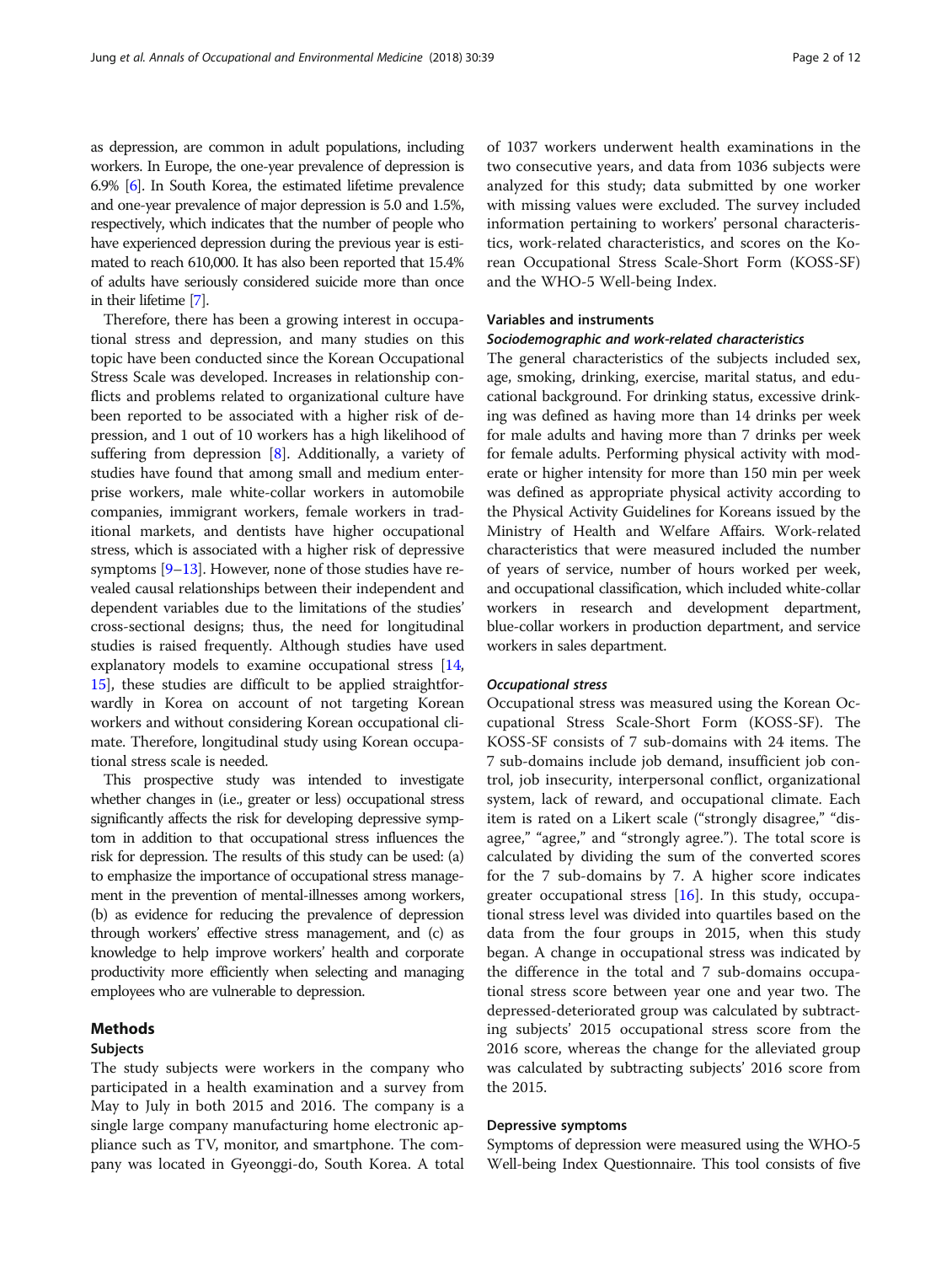as depression, are common in adult populations, including workers. In Europe, the one-year prevalence of depression is 6.9% [6]. In South Korea, the estimated lifetime prevalence and one-year prevalence of major depression is 5.0 and 1.5%, respectively, which indicates that the number of people who have experienced depression during the previous year is estimated to reach 610,000. It has also been reported that 15.4% of adults have seriously considered suicide more than once in their lifetime [7].

Therefore, there has been a growing interest in occupational stress and depression, and many studies on this topic have been conducted since the Korean Occupational Stress Scale was developed. Increases in relationship conflicts and problems related to organizational culture have been reported to be associated with a higher risk of depression, and 1 out of 10 workers has a high likelihood of suffering from depression [8]. Additionally, a variety of studies have found that among small and medium enterprise workers, male white-collar workers in automobile companies, immigrant workers, female workers in traditional markets, and dentists have higher occupational stress, which is associated with a higher risk of depressive symptoms [9–13]. However, none of those studies have revealed causal relationships between their independent and dependent variables due to the limitations of the studies' cross-sectional designs; thus, the need for longitudinal studies is raised frequently. Although studies have used explanatory models to examine occupational stress [14, 15], these studies are difficult to be applied straightforwardly in Korea on account of not targeting Korean workers and without considering Korean occupational climate. Therefore, longitudinal study using Korean occupational stress scale is needed.

This prospective study was intended to investigate whether changes in (i.e., greater or less) occupational stress significantly affects the risk for developing depressive symptom in addition to that occupational stress influences the risk for depression. The results of this study can be used: (a) to emphasize the importance of occupational stress management in the prevention of mental-illnesses among workers, (b) as evidence for reducing the prevalence of depression through workers' effective stress management, and (c) as knowledge to help improve workers' health and corporate productivity more efficiently when selecting and managing employees who are vulnerable to depression.

## Methods

### Subjects

The study subjects were workers in the company who participated in a health examination and a survey from May to July in both 2015 and 2016. The company is a single large company manufacturing home electronic appliance such as TV, monitor, and smartphone. The company was located in Gyeonggi-do, South Korea. A total of 1037 workers underwent health examinations in the two consecutive years, and data from 1036 subjects were analyzed for this study; data submitted by one worker with missing values were excluded. The survey included information pertaining to workers' personal characteristics, work-related characteristics, and scores on the Korean Occupational Stress Scale-Short Form (KOSS-SF) and the WHO-5 Well-being Index.

### Variables and instruments

#### *Sociodemographic and work-related characteristics*

The general characteristics of the subjects included sex, age, smoking, drinking, exercise, marital status, and educational background. For drinking status, excessive drinking was defined as having more than 14 drinks per week for male adults and having more than 7 drinks per week for female adults. Performing physical activity with moderate or higher intensity for more than 150 min per week was defined as appropriate physical activity according to the Physical Activity Guidelines for Koreans issued by the Ministry of Health and Welfare Affairs. Work-related characteristics that were measured included the number of years of service, number of hours worked per week, and occupational classification, which included white-collar workers in research and development department, blue-collar workers in production department, and service workers in sales department.

#### *Occupational stress*

Occupational stress was measured using the Korean Occupational Stress Scale-Short Form (KOSS-SF). The KOSS-SF consists of 7 sub-domains with 24 items. The 7 sub-domains include job demand, insufficient job control, job insecurity, interpersonal conflict, organizational system, lack of reward, and occupational climate. Each item is rated on a Likert scale ("strongly disagree," "disagree," "agree," and "strongly agree."). The total score is calculated by dividing the sum of the converted scores for the 7 sub-domains by 7. A higher score indicates greater occupational stress [16]. In this study, occupational stress level was divided into quartiles based on the data from the four groups in 2015, when this study began. A change in occupational stress was indicated by the difference in the total and 7 sub-domains occupational stress score between year one and year two. The depressed-deteriorated group was calculated by subtracting subjects' 2015 occupational stress score from the 2016 score, whereas the change for the alleviated group was calculated by subtracting subjects' 2016 score from the 2015.

### Depressive symptoms

Symptoms of depression were measured using the WHO-5 Well-being Index Questionnaire. This tool consists of five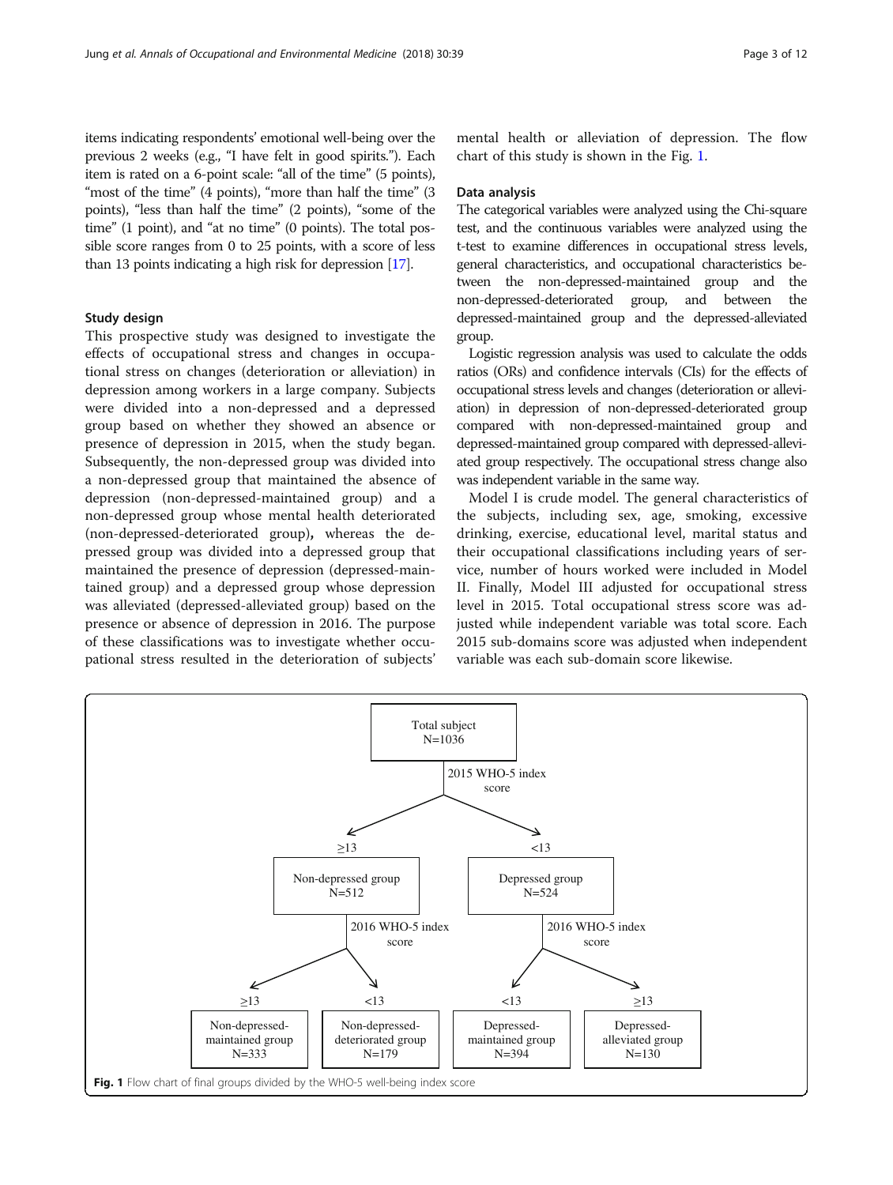items indicating respondents' emotional well-being over the previous 2 weeks (e.g., "I have felt in good spirits."). Each item is rated on a 6-point scale: "all of the time" (5 points), "most of the time" (4 points), "more than half the time" (3 points), "less than half the time" (2 points), "some of the time" (1 point), and "at no time" (0 points). The total possible score ranges from 0 to 25 points, with a score of less than 13 points indicating a high risk for depression [17].

### Study design

This prospective study was designed to investigate the effects of occupational stress and changes in occupational stress on changes (deterioration or alleviation) in depression among workers in a large company. Subjects were divided into a non-depressed and a depressed group based on whether they showed an absence or presence of depression in 2015, when the study began. Subsequently, the non-depressed group was divided into a non-depressed group that maintained the absence of depression (non-depressed-maintained group) and a non-depressed group whose mental health deteriorated (non-depressed-deteriorated group), whereas the depressed group was divided into a depressed group that maintained the presence of depression (depressed-maintained group) and a depressed group whose depression was alleviated (depressed-alleviated group) based on the presence or absence of depression in 2016. The purpose of these classifications was to investigate whether occupational stress resulted in the deterioration of subjects' mental health or alleviation of depression. The flow chart of this study is shown in the Fig. 1.

### Data analysis

The categorical variables were analyzed using the Chi-square test, and the continuous variables were analyzed using the t-test to examine differences in occupational stress levels, general characteristics, and occupational characteristics between the non-depressed-maintained group and the non-depressed-deteriorated group, and between the depressed-maintained group and the depressed-alleviated group.

Logistic regression analysis was used to calculate the odds ratios (ORs) and confidence intervals (CIs) for the effects of occupational stress levels and changes (deterioration or alleviation) in depression of non-depressed-deteriorated group compared with non-depressed-maintained group and depressed-maintained group compared with depressed-alleviated group respectively. The occupational stress change also was independent variable in the same way.

Model I is crude model. The general characteristics of the subjects, including sex, age, smoking, excessive drinking, exercise, educational level, marital status and their occupational classifications including years of service, number of hours worked were included in Model II. Finally, Model III adjusted for occupational stress level in 2015. Total occupational stress score was adjusted while independent variable was total score. Each 2015 sub-domains score was adjusted when independent variable was each sub-domain score likewise.

Total subject
N=1036

2015 WHO-5 index score

≥13 → Non-depressed group N=512

<13 → Depressed group N=524

2016 WHO-5 index score

Non-depressed group: ≥13 → Non-depressed-maintained group N=333; <13 → Non-depressed-deteriorated group N=179

Depressed group: <13 → Depressed-maintained group N=394; ≥13 → Depressed-alleviated group N=130

**Fig. 1** Flow chart of final groups divided by the WHO-5 well-being index score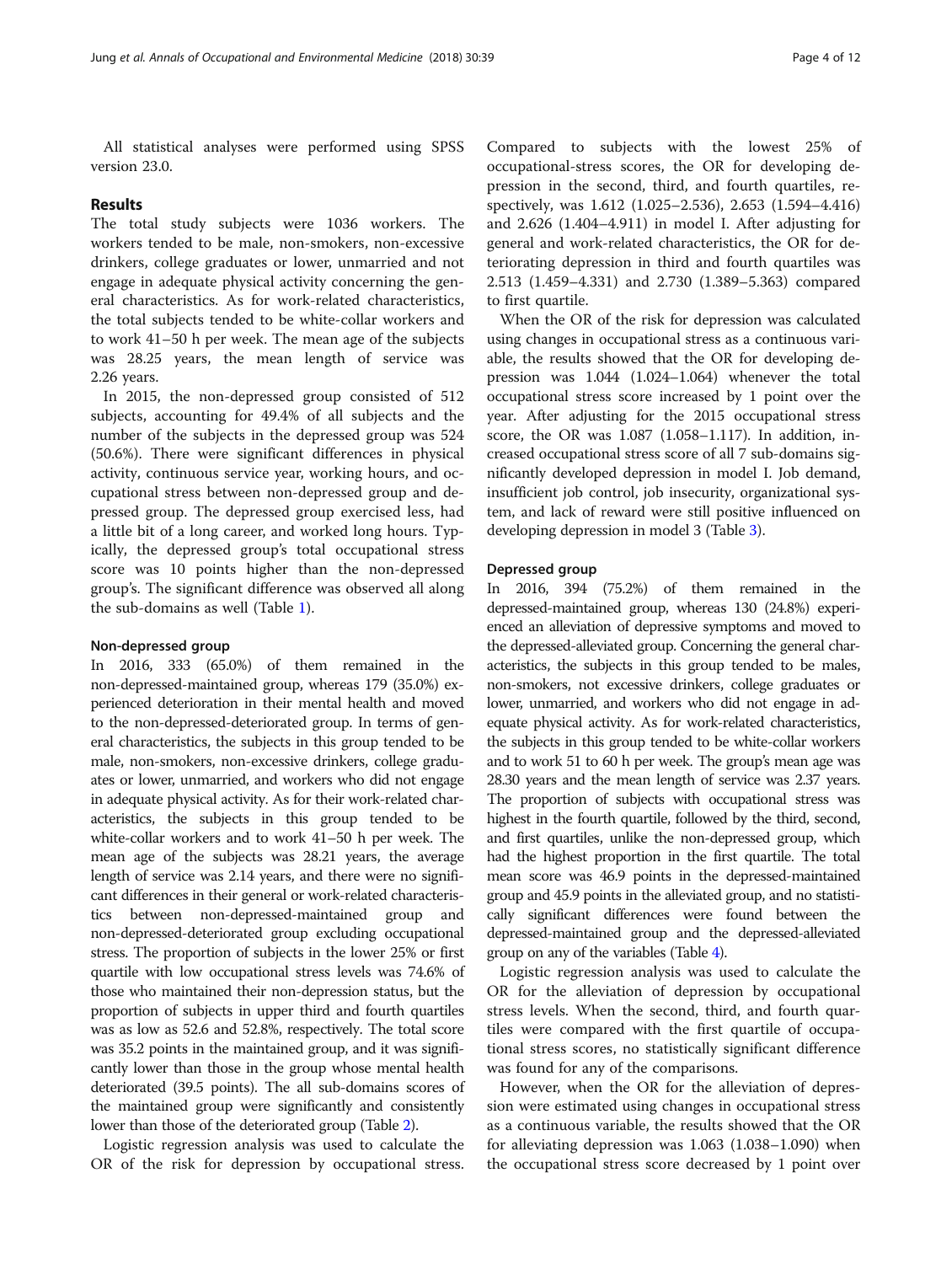All statistical analyses were performed using SPSS version 23.0.

## Results

The total study subjects were 1036 workers. The workers tended to be male, non-smokers, non-excessive drinkers, college graduates or lower, unmarried and not engage in adequate physical activity concerning the general characteristics. As for work-related characteristics, the total subjects tended to be white-collar workers and to work 41–50 h per week. The mean age of the subjects was 28.25 years, the mean length of service was 2.26 years.

In 2015, the non-depressed group consisted of 512 subjects, accounting for 49.4% of all subjects and the number of the subjects in the depressed group was 524 (50.6%). There were significant differences in physical activity, continuous service year, working hours, and occupational stress between non-depressed group and depressed group. The depressed group exercised less, had a little bit of a long career, and worked long hours. Typically, the depressed group's total occupational stress score was 10 points higher than the non-depressed group's. The significant difference was observed all along the sub-domains as well (Table 1).

### Non-depressed group

In 2016, 333 (65.0%) of them remained in the non-depressed-maintained group, whereas 179 (35.0%) experienced deterioration in their mental health and moved to the non-depressed-deteriorated group. In terms of general characteristics, the subjects in this group tended to be male, non-smokers, non-excessive drinkers, college graduates or lower, unmarried, and workers who did not engage in adequate physical activity. As for their work-related characteristics, the subjects in this group tended to be white-collar workers and to work 41–50 h per week. The mean age of the subjects was 28.21 years, the average length of service was 2.14 years, and there were no significant differences in their general or work-related characteristics between non-depressed-maintained group and non-depressed-deteriorated group excluding occupational stress. The proportion of subjects in the lower 25% or first quartile with low occupational stress levels was 74.6% of those who maintained their non-depression status, but the proportion of subjects in upper third and fourth quartiles was as low as 52.6 and 52.8%, respectively. The total score was 35.2 points in the maintained group, and it was significantly lower than those in the group whose mental health deteriorated (39.5 points). The all sub-domains scores of the maintained group were significantly and consistently lower than those of the deteriorated group (Table 2).

Logistic regression analysis was used to calculate the OR of the risk for depression by occupational stress. Compared to subjects with the lowest 25% of occupational-stress scores, the OR for developing depression in the second, third, and fourth quartiles, respectively, was 1.612 (1.025–2.536), 2.653 (1.594–4.416) and 2.626 (1.404–4.911) in model I. After adjusting for general and work-related characteristics, the OR for deteriorating depression in third and fourth quartiles was 2.513 (1.459–4.331) and 2.730 (1.389–5.363) compared to first quartile.

When the OR of the risk for depression was calculated using changes in occupational stress as a continuous variable, the results showed that the OR for developing depression was 1.044 (1.024–1.064) whenever the total occupational stress score increased by 1 point over the year. After adjusting for the 2015 occupational stress score, the OR was 1.087 (1.058–1.117). In addition, increased occupational stress score of all 7 sub-domains significantly developed depression in model I. Job demand, insufficient job control, job insecurity, organizational system, and lack of reward were still positive influenced on developing depression in model 3 (Table 3).

### Depressed group

In 2016, 394 (75.2%) of them remained in the depressed-maintained group, whereas 130 (24.8%) experienced an alleviation of depressive symptoms and moved to the depressed-alleviated group. Concerning the general characteristics, the subjects in this group tended to be males, non-smokers, not excessive drinkers, college graduates or lower, unmarried, and workers who did not engage in adequate physical activity. As for work-related characteristics, the subjects in this group tended to be white-collar workers and to work 51 to 60 h per week. The group's mean age was 28.30 years and the mean length of service was 2.37 years. The proportion of subjects with occupational stress was highest in the fourth quartile, followed by the third, second, and first quartiles, unlike the non-depressed group, which had the highest proportion in the first quartile. The total mean score was 46.9 points in the depressed-maintained group and 45.9 points in the alleviated group, and no statistically significant differences were found between the depressed-maintained group and the depressed-alleviated group on any of the variables (Table 4).

Logistic regression analysis was used to calculate the OR for the alleviation of depression by occupational stress levels. When the second, third, and fourth quartiles were compared with the first quartile of occupational stress scores, no statistically significant difference was found for any of the comparisons.

However, when the OR for the alleviation of depression were estimated using changes in occupational stress as a continuous variable, the results showed that the OR for alleviating depression was 1.063 (1.038–1.090) when the occupational stress score decreased by 1 point over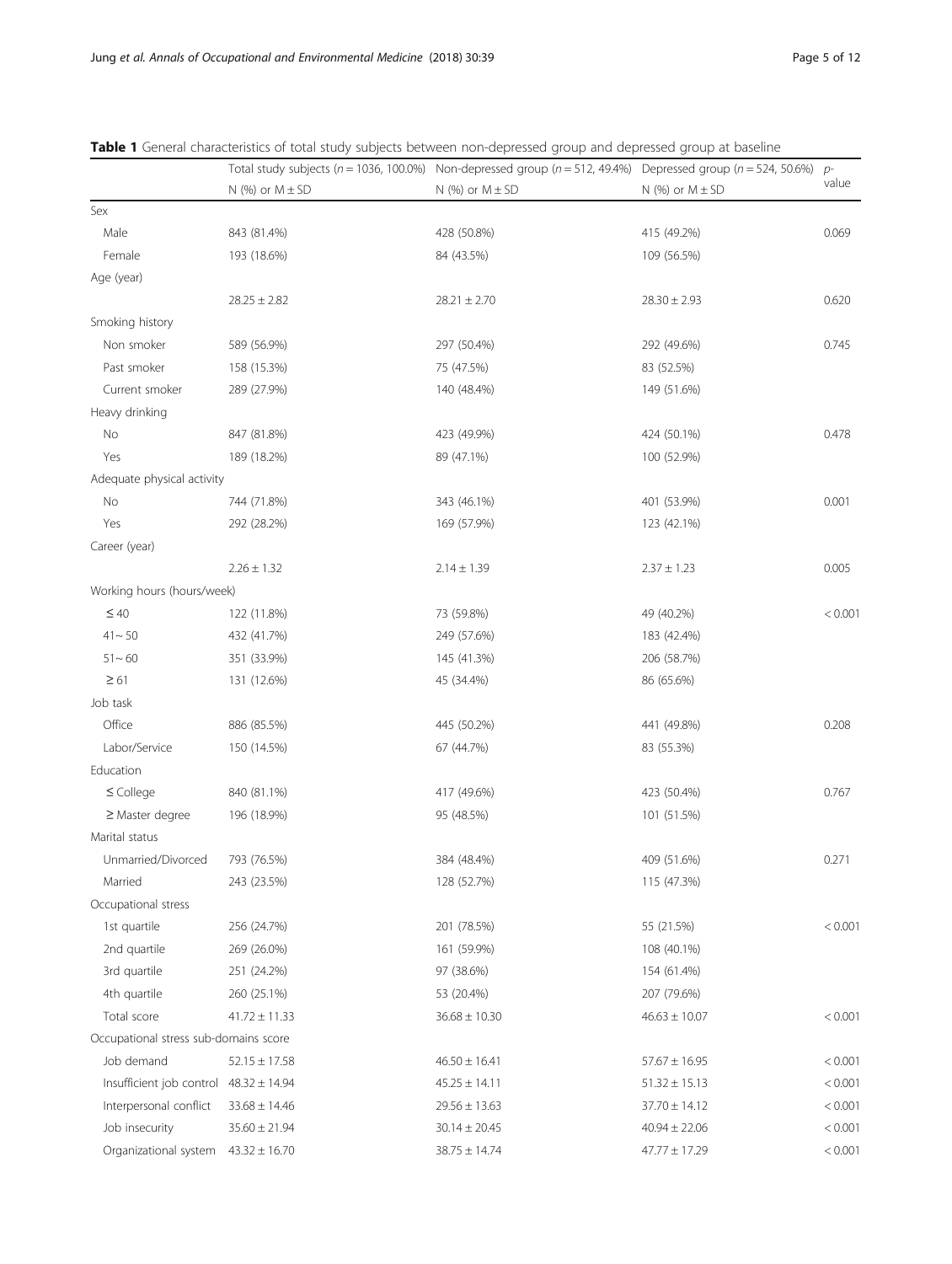**Table 1** General characteristics of total study subjects between non-depressed group and depressed group at baseline

| | Total study subjects ($n = 1036$, 100.0%) | Non-depressed group ($n = 512$, 49.4%) | Depressed group ($n = 524$, 50.6%) | *p*-value |
|---|---|---|---|---|
| | N (%) or M ± SD | N (%) or M ± SD | N (%) or M ± SD | |
| Sex | | | | |
| Male | 843 (81.4%) | 428 (50.8%) | 415 (49.2%) | 0.069 |
| Female | 193 (18.6%) | 84 (43.5%) | 109 (56.5%) | |
| Age (year) | | | | |
| | 28.25 ± 2.82 | 28.21 ± 2.70 | 28.30 ± 2.93 | 0.620 |
| Smoking history | | | | |
| Non smoker | 589 (56.9%) | 297 (50.4%) | 292 (49.6%) | 0.745 |
| Past smoker | 158 (15.3%) | 75 (47.5%) | 83 (52.5%) | |
| Current smoker | 289 (27.9%) | 140 (48.4%) | 149 (51.6%) | |
| Heavy drinking | | | | |
| No | 847 (81.8%) | 423 (49.9%) | 424 (50.1%) | 0.478 |
| Yes | 189 (18.2%) | 89 (47.1%) | 100 (52.9%) | |
| Adequate physical activity | | | | |
| No | 744 (71.8%) | 343 (46.1%) | 401 (53.9%) | 0.001 |
| Yes | 292 (28.2%) | 169 (57.9%) | 123 (42.1%) | |
| Career (year) | | | | |
| | 2.26 ± 1.32 | 2.14 ± 1.39 | 2.37 ± 1.23 | 0.005 |
| Working hours (hours/week) | | | | |
| ≤ 40 | 122 (11.8%) | 73 (59.8%) | 49 (40.2%) | < 0.001 |
| 41 ~ 50 | 432 (41.7%) | 249 (57.6%) | 183 (42.4%) | |
| 51 ~ 60 | 351 (33.9%) | 145 (41.3%) | 206 (58.7%) | |
| ≥ 61 | 131 (12.6%) | 45 (34.4%) | 86 (65.6%) | |
| Job task | | | | |
| Office | 886 (85.5%) | 445 (50.2%) | 441 (49.8%) | 0.208 |
| Labor/Service | 150 (14.5%) | 67 (44.7%) | 83 (55.3%) | |
| Education | | | | |
| ≤ College | 840 (81.1%) | 417 (49.6%) | 423 (50.4%) | 0.767 |
| ≥ Master degree | 196 (18.9%) | 95 (48.5%) | 101 (51.5%) | |
| Marital status | | | | |
| Unmarried/Divorced | 793 (76.5%) | 384 (48.4%) | 409 (51.6%) | 0.271 |
| Married | 243 (23.5%) | 128 (52.7%) | 115 (47.3%) | |
| Occupational stress | | | | |
| 1st quartile | 256 (24.7%) | 201 (78.5%) | 55 (21.5%) | < 0.001 |
| 2nd quartile | 269 (26.0%) | 161 (59.9%) | 108 (40.1%) | |
| 3rd quartile | 251 (24.2%) | 97 (38.6%) | 154 (61.4%) | |
| 4th quartile | 260 (25.1%) | 53 (20.4%) | 207 (79.6%) | |
| Total score | 41.72 ± 11.33 | 36.68 ± 10.30 | 46.63 ± 10.07 | < 0.001 |
| Occupational stress sub-domains score | | | | |
| Job demand | 52.15 ± 17.58 | 46.50 ± 16.41 | 57.67 ± 16.95 | < 0.001 |
| Insufficient job control | 48.32 ± 14.94 | 45.25 ± 14.11 | 51.32 ± 15.13 | < 0.001 |
| Interpersonal conflict | 33.68 ± 14.46 | 29.56 ± 13.63 | 37.70 ± 14.12 | < 0.001 |
| Job insecurity | 35.60 ± 21.94 | 30.14 ± 20.45 | 40.94 ± 22.06 | < 0.001 |
| Organizational system | 43.32 ± 16.70 | 38.75 ± 14.74 | 47.77 ± 17.29 | < 0.001 |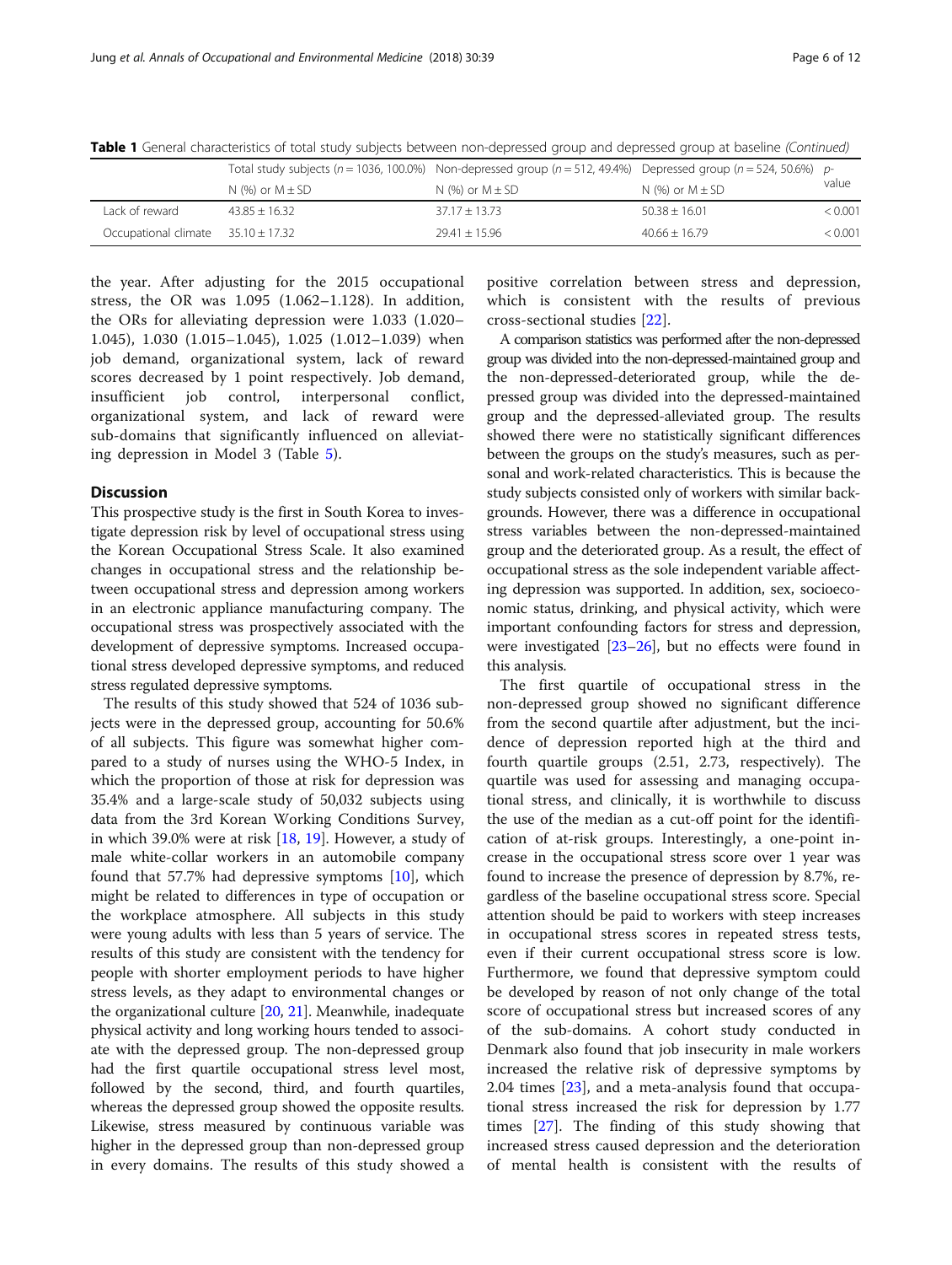**Table 1** General characteristics of total study subjects between non-depressed group and depressed group at baseline *(Continued)*

| | Total study subjects (n = 1036, 100.0%) | Non-depressed group (n = 512, 49.4%) | Depressed group (n = 524, 50.6%) | p-value |
|---|---|---|---|---|
| | N (%) or M ± SD | N (%) or M ± SD | N (%) or M ± SD | |
| Lack of reward | 43.85 ± 16.32 | 37.17 ± 13.73 | 50.38 ± 16.01 | < 0.001 |
| Occupational climate | 35.10 ± 17.32 | 29.41 ± 15.96 | 40.66 ± 16.79 | < 0.001 |

the year. After adjusting for the 2015 occupational stress, the OR was 1.095 (1.062–1.128). In addition, the ORs for alleviating depression were 1.033 (1.020–1.045), 1.030 (1.015–1.045), 1.025 (1.012–1.039) when job demand, organizational system, lack of reward scores decreased by 1 point respectively. Job demand, insufficient job control, interpersonal conflict, organizational system, and lack of reward were sub-domains that significantly influenced on alleviating depression in Model 3 (Table 5).

## Discussion

This prospective study is the first in South Korea to investigate depression risk by level of occupational stress using the Korean Occupational Stress Scale. It also examined changes in occupational stress and the relationship between occupational stress and depression among workers in an electronic appliance manufacturing company. The occupational stress was prospectively associated with the development of depressive symptoms. Increased occupational stress developed depressive symptoms, and reduced stress regulated depressive symptoms.

The results of this study showed that 524 of 1036 subjects were in the depressed group, accounting for 50.6% of all subjects. This figure was somewhat higher compared to a study of nurses using the WHO-5 Index, in which the proportion of those at risk for depression was 35.4% and a large-scale study of 50,032 subjects using data from the 3rd Korean Working Conditions Survey, in which 39.0% were at risk [18, 19]. However, a study of male white-collar workers in an automobile company found that 57.7% had depressive symptoms [10], which might be related to differences in type of occupation or the workplace atmosphere. All subjects in this study were young adults with less than 5 years of service. The results of this study are consistent with the tendency for people with shorter employment periods to have higher stress levels, as they adapt to environmental changes or the organizational culture [20, 21]. Meanwhile, inadequate physical activity and long working hours tended to associate with the depressed group. The non-depressed group had the first quartile occupational stress level most, followed by the second, third, and fourth quartiles, whereas the depressed group showed the opposite results. Likewise, stress measured by continuous variable was higher in the depressed group than non-depressed group in every domains. The results of this study showed a positive correlation between stress and depression, which is consistent with the results of previous cross-sectional studies [22].

A comparison statistics was performed after the non-depressed group was divided into the non-depressed-maintained group and the non-depressed-deteriorated group, while the depressed group was divided into the depressed-maintained group and the depressed-alleviated group. The results showed there were no statistically significant differences between the groups on the study's measures, such as personal and work-related characteristics. This is because the study subjects consisted only of workers with similar backgrounds. However, there was a difference in occupational stress variables between the non-depressed-maintained group and the deteriorated group. As a result, the effect of occupational stress as the sole independent variable affecting depression was supported. In addition, sex, socioeconomic status, drinking, and physical activity, which were important confounding factors for stress and depression, were investigated [23–26], but no effects were found in this analysis.

The first quartile of occupational stress in the non-depressed group showed no significant difference from the second quartile after adjustment, but the incidence of depression reported high at the third and fourth quartile groups (2.51, 2.73, respectively). The quartile was used for assessing and managing occupational stress, and clinically, it is worthwhile to discuss the use of the median as a cut-off point for the identification of at-risk groups. Interestingly, a one-point increase in the occupational stress score over 1 year was found to increase the presence of depression by 8.7%, regardless of the baseline occupational stress score. Special attention should be paid to workers with steep increases in occupational stress scores in repeated stress tests, even if their current occupational stress score is low. Furthermore, we found that depressive symptom could be developed by reason of not only change of the total score of occupational stress but increased scores of any of the sub-domains. A cohort study conducted in Denmark also found that job insecurity in male workers increased the relative risk of depressive symptoms by 2.04 times [23], and a meta-analysis found that occupational stress increased the risk for depression by 1.77 times [27]. The finding of this study showing that increased stress caused depression and the deterioration of mental health is consistent with the results of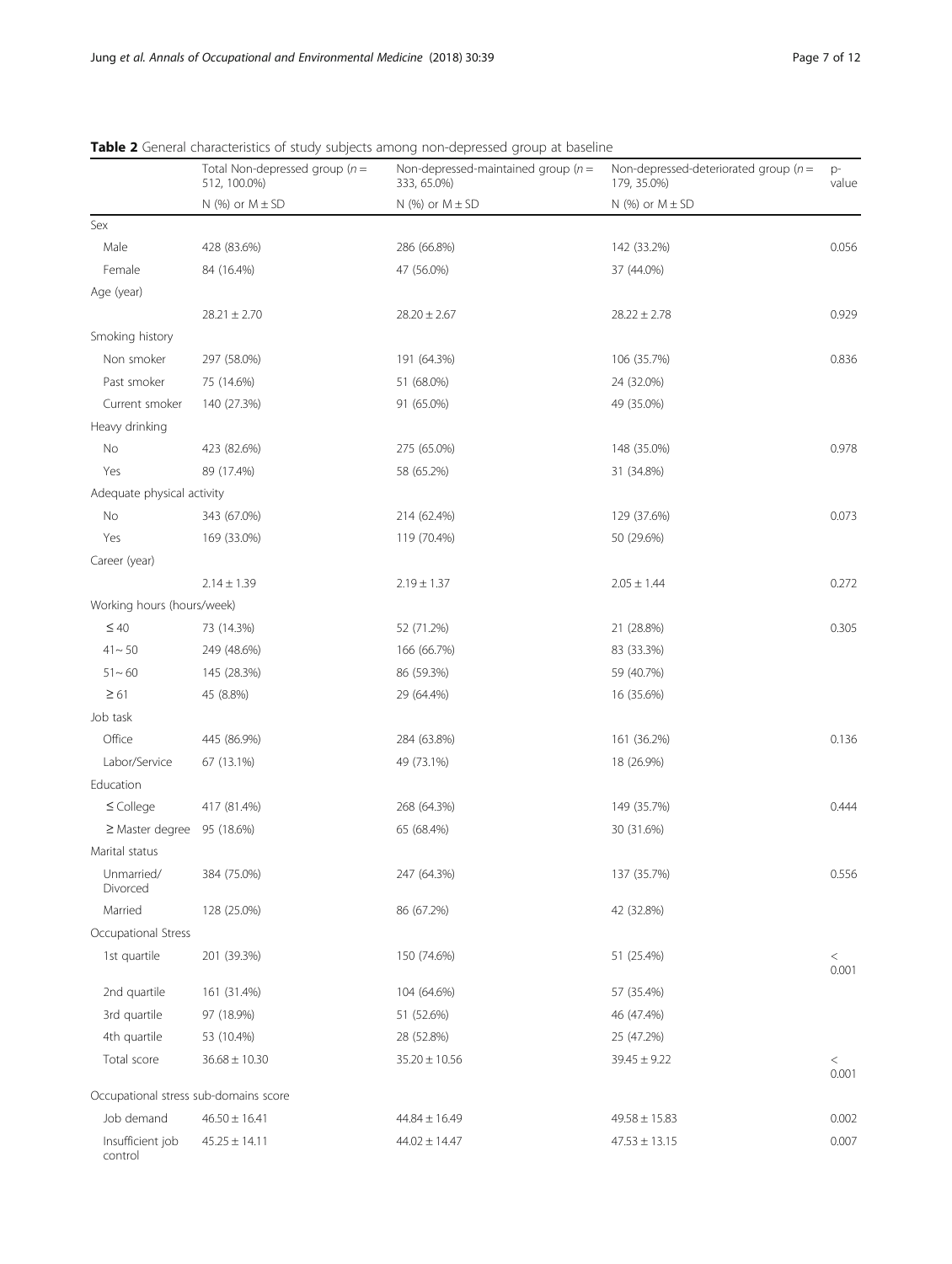**Table 2** General characteristics of study subjects among non-depressed group at baseline

| | Total Non-depressed group (n = 512, 100.0%) | Non-depressed-maintained group (n = 333, 65.0%) | Non-depressed-deteriorated group (n = 179, 35.0%) | p-value |
|---|---|---|---|---|
| | N (%) or M ± SD | N (%) or M ± SD | N (%) or M ± SD | |
| Sex | | | | |
| Male | 428 (83.6%) | 286 (66.8%) | 142 (33.2%) | 0.056 |
| Female | 84 (16.4%) | 47 (56.0%) | 37 (44.0%) | |
| Age (year) | | | | |
| | 28.21 ± 2.70 | 28.20 ± 2.67 | 28.22 ± 2.78 | 0.929 |
| Smoking history | | | | |
| Non smoker | 297 (58.0%) | 191 (64.3%) | 106 (35.7%) | 0.836 |
| Past smoker | 75 (14.6%) | 51 (68.0%) | 24 (32.0%) | |
| Current smoker | 140 (27.3%) | 91 (65.0%) | 49 (35.0%) | |
| Heavy drinking | | | | |
| No | 423 (82.6%) | 275 (65.0%) | 148 (35.0%) | 0.978 |
| Yes | 89 (17.4%) | 58 (65.2%) | 31 (34.8%) | |
| Adequate physical activity | | | | |
| No | 343 (67.0%) | 214 (62.4%) | 129 (37.6%) | 0.073 |
| Yes | 169 (33.0%) | 119 (70.4%) | 50 (29.6%) | |
| Career (year) | | | | |
| | 2.14 ± 1.39 | 2.19 ± 1.37 | 2.05 ± 1.44 | 0.272 |
| Working hours (hours/week) | | | | |
| ≤ 40 | 73 (14.3%) | 52 (71.2%) | 21 (28.8%) | 0.305 |
| 41 ~ 50 | 249 (48.6%) | 166 (66.7%) | 83 (33.3%) | |
| 51 ~ 60 | 145 (28.3%) | 86 (59.3%) | 59 (40.7%) | |
| ≥ 61 | 45 (8.8%) | 29 (64.4%) | 16 (35.6%) | |
| Job task | | | | |
| Office | 445 (86.9%) | 284 (63.8%) | 161 (36.2%) | 0.136 |
| Labor/Service | 67 (13.1%) | 49 (73.1%) | 18 (26.9%) | |
| Education | | | | |
| ≤ College | 417 (81.4%) | 268 (64.3%) | 149 (35.7%) | 0.444 |
| ≥ Master degree | 95 (18.6%) | 65 (68.4%) | 30 (31.6%) | |
| Marital status | | | | |
| Unmarried/ Divorced | 384 (75.0%) | 247 (64.3%) | 137 (35.7%) | 0.556 |
| Married | 128 (25.0%) | 86 (67.2%) | 42 (32.8%) | |
| Occupational Stress | | | | |
| 1st quartile | 201 (39.3%) | 150 (74.6%) | 51 (25.4%) | < 0.001 |
| 2nd quartile | 161 (31.4%) | 104 (64.6%) | 57 (35.4%) | |
| 3rd quartile | 97 (18.9%) | 51 (52.6%) | 46 (47.4%) | |
| 4th quartile | 53 (10.4%) | 28 (52.8%) | 25 (47.2%) | |
| Total score | 36.68 ± 10.30 | 35.20 ± 10.56 | 39.45 ± 9.22 | < 0.001 |
| Occupational stress sub-domains score | | | | |
| Job demand | 46.50 ± 16.41 | 44.84 ± 16.49 | 49.58 ± 15.83 | 0.002 |
| Insufficient job control | 45.25 ± 14.11 | 44.02 ± 14.47 | 47.53 ± 13.15 | 0.007 |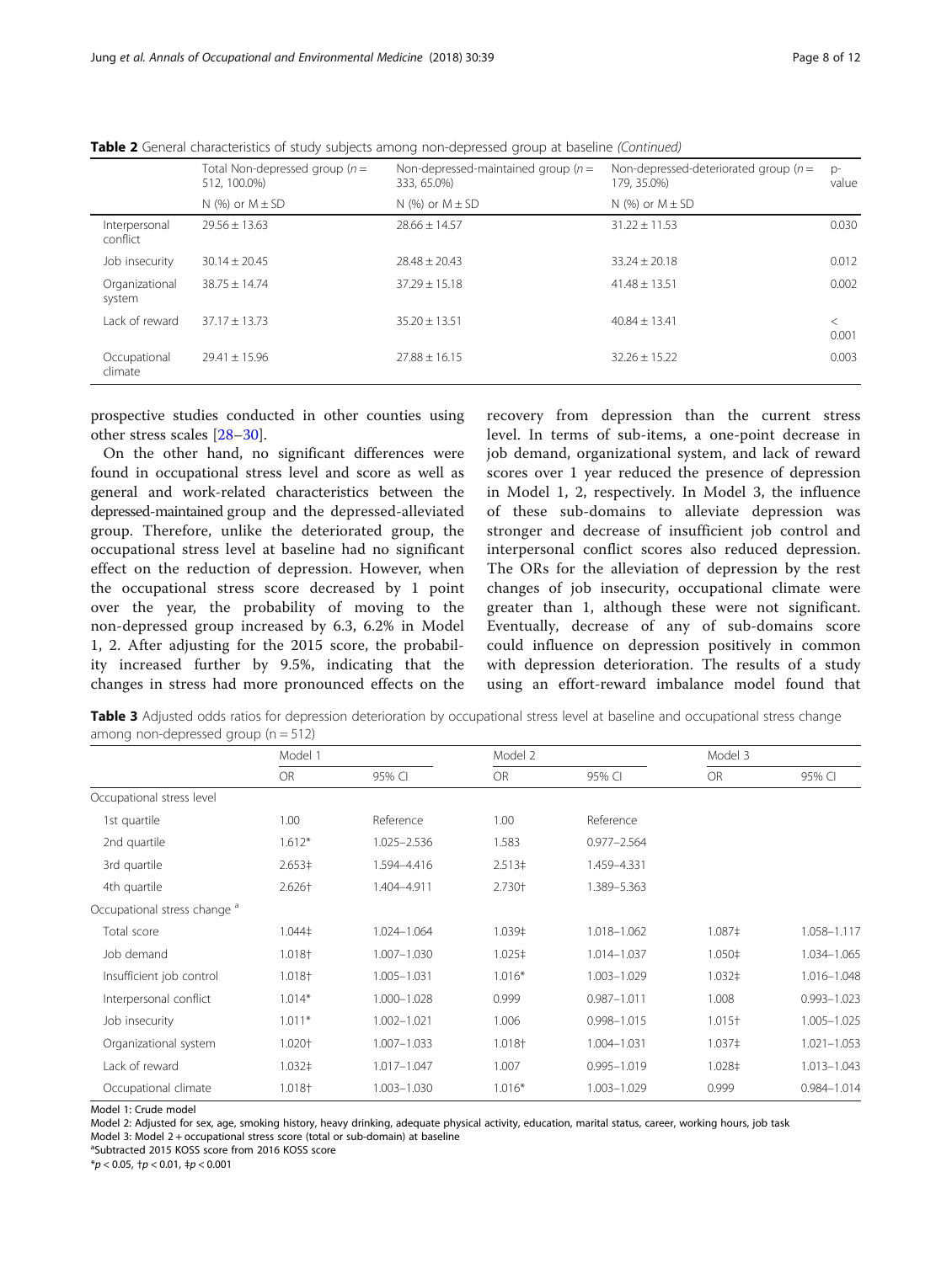**Table 2** General characteristics of study subjects among non-depressed group at baseline *(Continued)*

| | Total Non-depressed group ($n$ = 512, 100.0%) | Non-depressed-maintained group ($n$ = 333, 65.0%) | Non-depressed-deteriorated group ($n$ = 179, 35.0%) | p-value |
|---|---|---|---|---|
| | N (%) or M ± SD | N (%) or M ± SD | N (%) or M ± SD | |
| Interpersonal conflict | 29.56 ± 13.63 | 28.66 ± 14.57 | 31.22 ± 11.53 | 0.030 |
| Job insecurity | 30.14 ± 20.45 | 28.48 ± 20.43 | 33.24 ± 20.18 | 0.012 |
| Organizational system | 38.75 ± 14.74 | 37.29 ± 15.18 | 41.48 ± 13.51 | 0.002 |
| Lack of reward | 37.17 ± 13.73 | 35.20 ± 13.51 | 40.84 ± 13.41 | < 0.001 |
| Occupational climate | 29.41 ± 15.96 | 27.88 ± 16.15 | 32.26 ± 15.22 | 0.003 |

prospective studies conducted in other counties using other stress scales [28–30].

On the other hand, no significant differences were found in occupational stress level and score as well as general and work-related characteristics between the depressed-maintained group and the depressed-alleviated group. Therefore, unlike the deteriorated group, the occupational stress level at baseline had no significant effect on the reduction of depression. However, when the occupational stress score decreased by 1 point over the year, the probability of moving to the non-depressed group increased by 6.3, 6.2% in Model 1, 2. After adjusting for the 2015 score, the probability increased further by 9.5%, indicating that the changes in stress had more pronounced effects on the recovery from depression than the current stress level. In terms of sub-items, a one-point decrease in job demand, organizational system, and lack of reward scores over 1 year reduced the presence of depression in Model 1, 2, respectively. In Model 3, the influence of these sub-domains to alleviate depression was stronger and decrease of insufficient job control and interpersonal conflict scores also reduced depression. The ORs for the alleviation of depression by the rest changes of job insecurity, occupational climate were greater than 1, although these were not significant. Eventually, decrease of any of sub-domains score could influence on depression positively in common with depression deterioration. The results of a study using an effort-reward imbalance model found that

**Table 3** Adjusted odds ratios for depression deterioration by occupational stress level at baseline and occupational stress change among non-depressed group (n = 512)

| | Model 1 | | Model 2 | | Model 3 | |
|---|---|---|---|---|---|---|
| | OR | 95% CI | OR | 95% CI | OR | 95% CI |
| Occupational stress level | | | | | | |
| 1st quartile | 1.00 | Reference | 1.00 | Reference | | |
| 2nd quartile | 1.612* | 1.025–2.536 | 1.583 | 0.977–2.564 | | |
| 3rd quartile | 2.653‡ | 1.594–4.416 | 2.513‡ | 1.459–4.331 | | |
| 4th quartile | 2.626† | 1.404–4.911 | 2.730† | 1.389–5.363 | | |
| Occupational stress change [a] | | | | | | |
| Total score | 1.044‡ | 1.024–1.064 | 1.039‡ | 1.018–1.062 | 1.087‡ | 1.058–1.117 |
| Job demand | 1.018† | 1.007–1.030 | 1.025‡ | 1.014–1.037 | 1.050‡ | 1.034–1.065 |
| Insufficient job control | 1.018† | 1.005–1.031 | 1.016* | 1.003–1.029 | 1.032‡ | 1.016–1.048 |
| Interpersonal conflict | 1.014* | 1.000–1.028 | 0.999 | 0.987–1.011 | 1.008 | 0.993–1.023 |
| Job insecurity | 1.011* | 1.002–1.021 | 1.006 | 0.998–1.015 | 1.015† | 1.005–1.025 |
| Organizational system | 1.020† | 1.007–1.033 | 1.018† | 1.004–1.031 | 1.037‡ | 1.021–1.053 |
| Lack of reward | 1.032‡ | 1.017–1.047 | 1.007 | 0.995–1.019 | 1.028‡ | 1.013–1.043 |
| Occupational climate | 1.018† | 1.003–1.030 | 1.016* | 1.003–1.029 | 0.999 | 0.984–1.014 |

Model 1: Crude model
Model 2: Adjusted for sex, age, smoking history, heavy drinking, adequate physical activity, education, marital status, career, working hours, job task
Model 3: Model 2 + occupational stress score (total or sub-domain) at baseline
[a] Subtracted 2015 KOSS score from 2016 KOSS score
*$p < 0.05$, †$p < 0.01$, ‡$p < 0.001$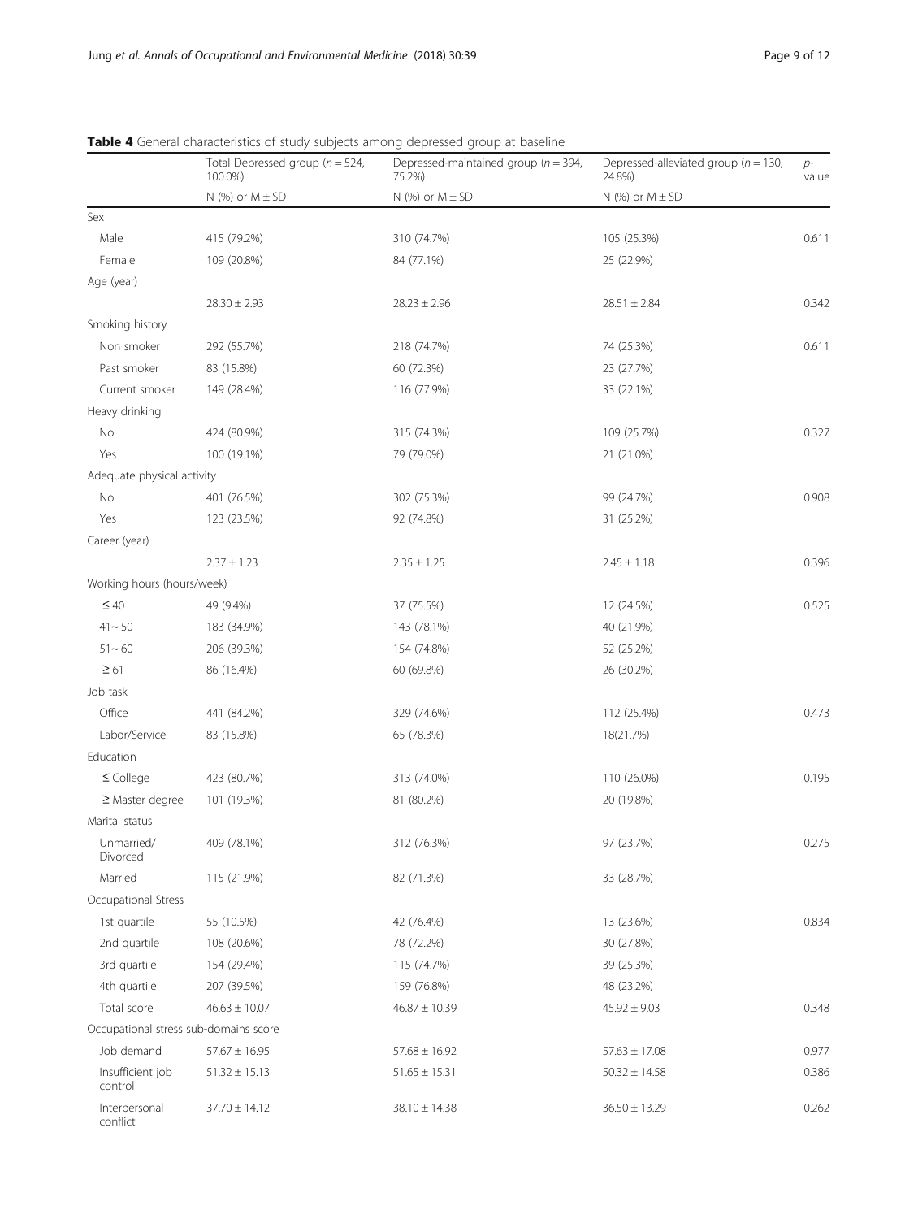**Table 4** General characteristics of study subjects among depressed group at baseline

| | Total Depressed group ($n = 524$, 100.0%) | Depressed-maintained group ($n = 394$, 75.2%) | Depressed-alleviated group ($n = 130$, 24.8%) | *p*-value |
|---|---|---|---|---|
| | N (%) or M ± SD | N (%) or M ± SD | N (%) or M ± SD | |
| Sex | | | | |
| Male | 415 (79.2%) | 310 (74.7%) | 105 (25.3%) | 0.611 |
| Female | 109 (20.8%) | 84 (77.1%) | 25 (22.9%) | |
| Age (year) | | | | |
| | 28.30 ± 2.93 | 28.23 ± 2.96 | 28.51 ± 2.84 | 0.342 |
| Smoking history | | | | |
| Non smoker | 292 (55.7%) | 218 (74.7%) | 74 (25.3%) | 0.611 |
| Past smoker | 83 (15.8%) | 60 (72.3%) | 23 (27.7%) | |
| Current smoker | 149 (28.4%) | 116 (77.9%) | 33 (22.1%) | |
| Heavy drinking | | | | |
| No | 424 (80.9%) | 315 (74.3%) | 109 (25.7%) | 0.327 |
| Yes | 100 (19.1%) | 79 (79.0%) | 21 (21.0%) | |
| Adequate physical activity | | | | |
| No | 401 (76.5%) | 302 (75.3%) | 99 (24.7%) | 0.908 |
| Yes | 123 (23.5%) | 92 (74.8%) | 31 (25.2%) | |
| Career (year) | | | | |
| | 2.37 ± 1.23 | 2.35 ± 1.25 | 2.45 ± 1.18 | 0.396 |
| Working hours (hours/week) | | | | |
| ≤ 40 | 49 (9.4%) | 37 (75.5%) | 12 (24.5%) | 0.525 |
| 41 ~ 50 | 183 (34.9%) | 143 (78.1%) | 40 (21.9%) | |
| 51 ~ 60 | 206 (39.3%) | 154 (74.8%) | 52 (25.2%) | |
| ≥ 61 | 86 (16.4%) | 60 (69.8%) | 26 (30.2%) | |
| Job task | | | | |
| Office | 441 (84.2%) | 329 (74.6%) | 112 (25.4%) | 0.473 |
| Labor/Service | 83 (15.8%) | 65 (78.3%) | 18(21.7%) | |
| Education | | | | |
| ≤ College | 423 (80.7%) | 313 (74.0%) | 110 (26.0%) | 0.195 |
| ≥ Master degree | 101 (19.3%) | 81 (80.2%) | 20 (19.8%) | |
| Marital status | | | | |
| Unmarried/ Divorced | 409 (78.1%) | 312 (76.3%) | 97 (23.7%) | 0.275 |
| Married | 115 (21.9%) | 82 (71.3%) | 33 (28.7%) | |
| Occupational Stress | | | | |
| 1st quartile | 55 (10.5%) | 42 (76.4%) | 13 (23.6%) | 0.834 |
| 2nd quartile | 108 (20.6%) | 78 (72.2%) | 30 (27.8%) | |
| 3rd quartile | 154 (29.4%) | 115 (74.7%) | 39 (25.3%) | |
| 4th quartile | 207 (39.5%) | 159 (76.8%) | 48 (23.2%) | |
| Total score | 46.63 ± 10.07 | 46.87 ± 10.39 | 45.92 ± 9.03 | 0.348 |
| Occupational stress sub-domains score | | | | |
| Job demand | 57.67 ± 16.95 | 57.68 ± 16.92 | 57.63 ± 17.08 | 0.977 |
| Insufficient job control | 51.32 ± 15.13 | 51.65 ± 15.31 | 50.32 ± 14.58 | 0.386 |
| Interpersonal conflict | 37.70 ± 14.12 | 38.10 ± 14.38 | 36.50 ± 13.29 | 0.262 |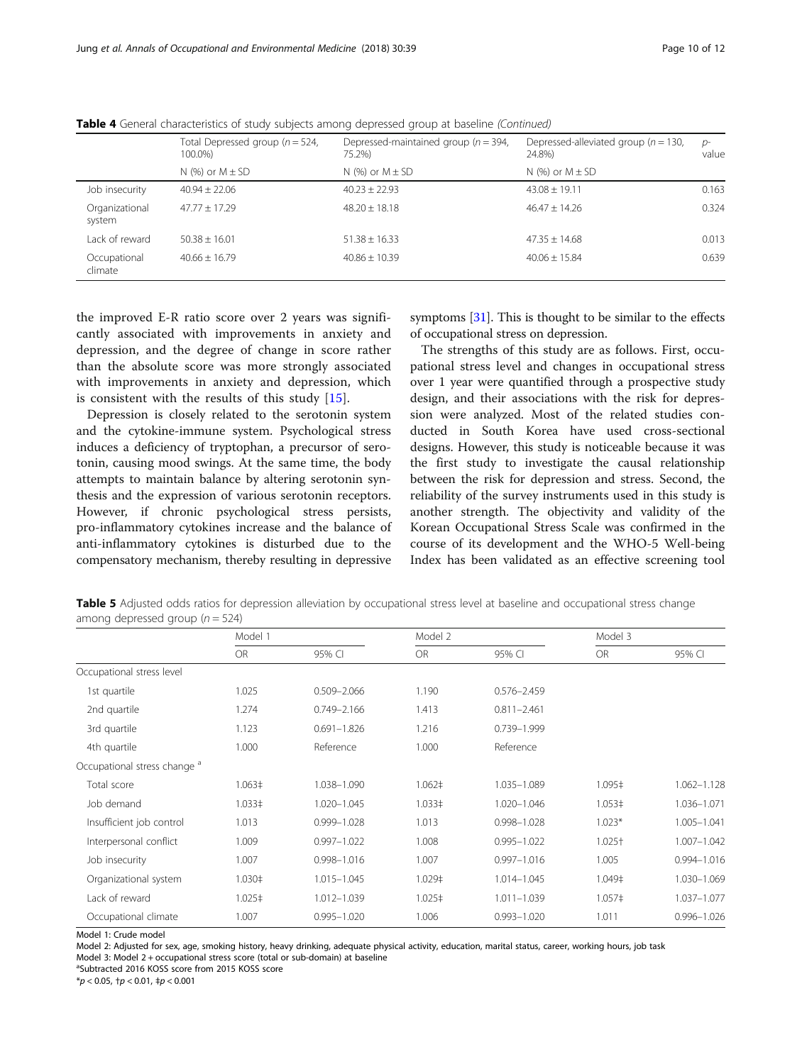**Table 4** General characteristics of study subjects among depressed group at baseline *(Continued)*

| | Total Depressed group ($n$ = 524, 100.0%) | Depressed-maintained group ($n$ = 394, 75.2%) | Depressed-alleviated group ($n$ = 130, 24.8%) | $p$-value |
|---|---|---|---|---|
| | N (%) or M ± SD | N (%) or M ± SD | N (%) or M ± SD | |
| Job insecurity | 40.94 ± 22.06 | 40.23 ± 22.93 | 43.08 ± 19.11 | 0.163 |
| Organizational system | 47.77 ± 17.29 | 48.20 ± 18.18 | 46.47 ± 14.26 | 0.324 |
| Lack of reward | 50.38 ± 16.01 | 51.38 ± 16.33 | 47.35 ± 14.68 | 0.013 |
| Occupational climate | 40.66 ± 16.79 | 40.86 ± 10.39 | 40.06 ± 15.84 | 0.639 |

the improved E-R ratio score over 2 years was significantly associated with improvements in anxiety and depression, and the degree of change in score rather than the absolute score was more strongly associated with improvements in anxiety and depression, which is consistent with the results of this study [15].

Depression is closely related to the serotonin system and the cytokine-immune system. Psychological stress induces a deficiency of tryptophan, a precursor of serotonin, causing mood swings. At the same time, the body attempts to maintain balance by altering serotonin synthesis and the expression of various serotonin receptors. However, if chronic psychological stress persists, pro-inflammatory cytokines increase and the balance of anti-inflammatory cytokines is disturbed due to the compensatory mechanism, thereby resulting in depressive symptoms [31]. This is thought to be similar to the effects of occupational stress on depression.

The strengths of this study are as follows. First, occupational stress level and changes in occupational stress over 1 year were quantified through a prospective study design, and their associations with the risk for depression were analyzed. Most of the related studies conducted in South Korea have used cross-sectional designs. However, this study is noticeable because it was the first study to investigate the causal relationship between the risk for depression and stress. Second, the reliability of the survey instruments used in this study is another strength. The objectivity and validity of the Korean Occupational Stress Scale was confirmed in the course of its development and the WHO-5 Well-being Index has been validated as an effective screening tool

**Table 5** Adjusted odds ratios for depression alleviation by occupational stress level at baseline and occupational stress change among depressed group ($n$ = 524)

| | Model 1 | | Model 2 | | Model 3 | |
|---|---|---|---|---|---|---|
| | OR | 95% CI | OR | 95% CI | OR | 95% CI |
| Occupational stress level | | | | | | |
| 1st quartile | 1.025 | 0.509–2.066 | 1.190 | 0.576–2.459 | | |
| 2nd quartile | 1.274 | 0.749–2.166 | 1.413 | 0.811–2.461 | | |
| 3rd quartile | 1.123 | 0.691–1.826 | 1.216 | 0.739–1.999 | | |
| 4th quartile | 1.000 | Reference | 1.000 | Reference | | |
| Occupational stress change [a] | | | | | | |
| Total score | 1.063‡ | 1.038–1.090 | 1.062‡ | 1.035–1.089 | 1.095‡ | 1.062–1.128 |
| Job demand | 1.033‡ | 1.020–1.045 | 1.033‡ | 1.020–1.046 | 1.053‡ | 1.036–1.071 |
| Insufficient job control | 1.013 | 0.999–1.028 | 1.013 | 0.998–1.028 | 1.023* | 1.005–1.041 |
| Interpersonal conflict | 1.009 | 0.997–1.022 | 1.008 | 0.995–1.022 | 1.025† | 1.007–1.042 |
| Job insecurity | 1.007 | 0.998–1.016 | 1.007 | 0.997–1.016 | 1.005 | 0.994–1.016 |
| Organizational system | 1.030‡ | 1.015–1.045 | 1.029‡ | 1.014–1.045 | 1.049‡ | 1.030–1.069 |
| Lack of reward | 1.025‡ | 1.012–1.039 | 1.025‡ | 1.011–1.039 | 1.057‡ | 1.037–1.077 |
| Occupational climate | 1.007 | 0.995–1.020 | 1.006 | 0.993–1.020 | 1.011 | 0.996–1.026 |

Model 1: Crude model

Model 2: Adjusted for sex, age, smoking history, heavy drinking, adequate physical activity, education, marital status, career, working hours, job task

Model 3: Model 2 + occupational stress score (total or sub-domain) at baseline

[a] Subtracted 2016 KOSS score from 2015 KOSS score

*$p$ < 0.05, †$p$ < 0.01, ‡$p$ < 0.001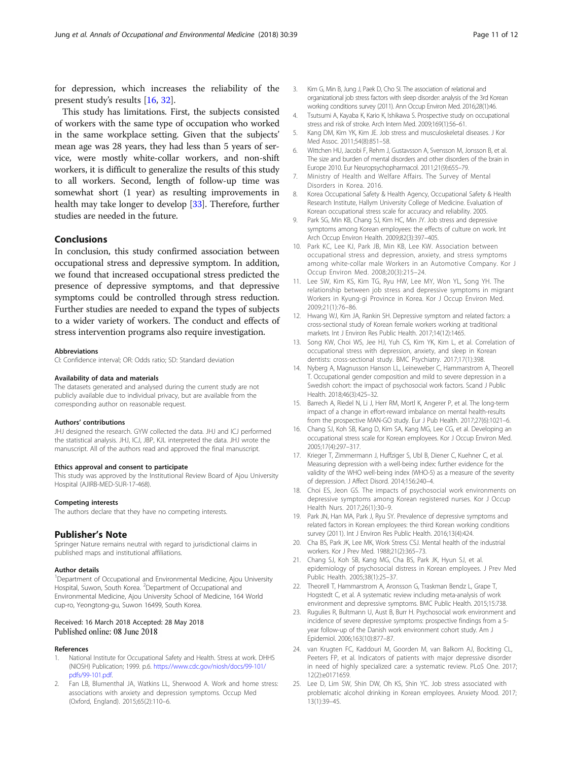for depression, which increases the reliability of the present study's results [16, 32].

This study has limitations. First, the subjects consisted of workers with the same type of occupation who worked in the same workplace setting. Given that the subjects' mean age was 28 years, they had less than 5 years of service, were mostly white-collar workers, and non-shift workers, it is difficult to generalize the results of this study to all workers. Second, length of follow-up time was somewhat short (1 year) as resulting improvements in health may take longer to develop [33]. Therefore, further studies are needed in the future.

## Conclusions

In conclusion, this study confirmed association between occupational stress and depressive symptom. In addition, we found that increased occupational stress predicted the presence of depressive symptoms, and that depressive symptoms could be controlled through stress reduction. Further studies are needed to expand the types of subjects to a wider variety of workers. The conduct and effects of stress intervention programs also require investigation.

#### Abbreviations

CI: Confidence interval; OR: Odds ratio; SD: Standard deviation

#### Availability of data and materials

The datasets generated and analysed during the current study are not publicly available due to individual privacy, but are available from the corresponding author on reasonable request.

#### Authors' contributions

JHJ designed the research. GYW collected the data. JHJ and ICJ performed the statistical analysis. JHJ, ICJ, JBP, KJL interpreted the data. JHJ wrote the manuscript. All of the authors read and approved the final manuscript.

#### Ethics approval and consent to participate

This study was approved by the Institutional Review Board of Ajou University Hospital (AJIRB-MED-SUR-17-468).

#### Competing interests

The authors declare that they have no competing interests.

## Publisher's Note

Springer Nature remains neutral with regard to jurisdictional claims in published maps and institutional affiliations.

#### Author details

[1]Department of Occupational and Environmental Medicine, Ajou University Hospital, Suwon, South Korea. [2]Department of Occupational and Environmental Medicine, Ajou University School of Medicine, 164 World cup-ro, Yeongtong-gu, Suwon 16499, South Korea.

Received: 16 March 2018 Accepted: 28 May 2018
Published online: 08 June 2018

#### References

1. National Institute for Occupational Safety and Health. Stress at work. DHHS (NIOSH) Publication; 1999. p.6. https://www.cdc.gov/niosh/docs/99-101/pdfs/99-101.pdf.
2. Fan LB, Blumenthal JA, Watkins LL, Sherwood A. Work and home stress: associations with anxiety and depression symptoms. Occup Med (Oxford, England). 2015;65(2):110–6.
3. Kim G, Min B, Jung J, Paek D, Cho SI. The association of relational and organizational job stress factors with sleep disorder: analysis of the 3rd Korean working conditions survey (2011). Ann Occup Environ Med. 2016;28(1):46.
4. Tsutsumi A, Kayaba K, Kario K, Ishikawa S. Prospective study on occupational stress and risk of stroke. Arch Intern Med. 2009;169(1):56–61.
5. Kang DM, Kim YK, Kim JE. Job stress and musculoskeletal diseases. J Kor Med Assoc. 2011;54(8):851–58.
6. Wittchen HU, Jacobi F, Rehm J, Gustavsson A, Svensson M, Jonsson B, et al. The size and burden of mental disorders and other disorders of the brain in Europe 2010. Eur Neuropsychopharmacol. 2011;21(9):655–79.
7. Ministry of Health and Welfare Affairs. The Survey of Mental Disorders in Korea. 2016.
8. Korea Occupational Safety & Health Agency, Occupational Safety & Health Research Institute, Hallym University College of Medicine. Evaluation of Korean occupational stress scale for accuracy and reliability. 2005.
9. Park SG, Min KB, Chang SJ, Kim HC, Min JY. Job stress and depressive symptoms among Korean employees: the effects of culture on work. Int Arch Occup Environ Health. 2009;82(3):397–405.
10. Park KC, Lee KJ, Park JB, Min KB, Lee KW. Association between occupational stress and depression, anxiety, and stress symptoms among white-collar male Workers in an Automotive Company. Kor J Occup Environ Med. 2008;20(3):215–24.
11. Lee SW, Kim KS, Kim TG, Ryu HW, Lee MY, Won YL, Song YH. The relationship between job stress and depressive symptoms in migrant Workers in Kyung-gi Province in Korea. Kor J Occup Environ Med. 2009;21(1):76–86.
12. Hwang WJ, Kim JA, Rankin SH. Depressive symptom and related factors: a cross-sectional study of Korean female workers working at traditional markets. Int J Environ Res Public Health. 2017;14(12):1465.
13. Song KW, Choi WS, Jee HJ, Yuh CS, Kim YK, Kim L, et al. Correlation of occupational stress with depression, anxiety, and sleep in Korean dentists: cross-sectional study. BMC Psychiatry. 2017;17(1):398.
14. Nyberg A, Magnusson Hanson LL, Leineweber C, Hammarstrom A, Theorell T. Occupational gender composition and mild to severe depression in a Swedish cohort: the impact of psychosocial work factors. Scand J Public Health. 2018;46(3):425–32.
15. Barrech A, Riedel N, Li J, Herr RM, Mortl K, Angerer P, et al. The long-term impact of a change in effort-reward imbalance on mental health-results from the prospective MAN-GO study. Eur J Pub Health. 2017;27(6):1021–6.
16. Chang SJ, Koh SB, Kang D, Kim SA, Kang MG, Lee CG, et al. Developing an occupational stress scale for Korean employees. Kor J Occup Environ Med. 2005;17(4):297–317.
17. Krieger T, Zimmermann J, Huffziger S, Ubl B, Diener C, Kuehner C, et al. Measuring depression with a well-being index: further evidence for the validity of the WHO well-being index (WHO-5) as a measure of the severity of depression. J Affect Disord. 2014;156:240–4.
18. Choi ES, Jeon GS. The impacts of psychosocial work environments on depressive symptoms among Korean registered nurses. Kor J Occup Health Nurs. 2017;26(1):30–9.
19. Park JN, Han MA, Park J, Ryu SY. Prevalence of depressive symptoms and related factors in Korean employees: the third Korean working conditions survey (2011). Int J Environ Res Public Health. 2016;13(4):424.
20. Cha BS, Park JK, Lee MK, Work Stress CSJ. Mental health of the industrial workers. Kor J Prev Med. 1988;21(2):365–73.
21. Chang SJ, Koh SB, Kang MG, Cha BS, Park JK, Hyun SJ, et al. epidemiology of psychosocial distress in Korean employees. J Prev Med Public Health. 2005;38(1):25–37.
22. Theorell T, Hammarstrom A, Aronsson G, Traskman Bendz L, Grape T, Hogstedt C, et al. A systematic review including meta-analysis of work environment and depressive symptoms. BMC Public Health. 2015;15:738.
23. Rugulies R, Bultmann U, Aust B, Burr H. Psychosocial work environment and incidence of severe depressive symptoms: prospective findings from a 5-year follow-up of the Danish work environment cohort study. Am J Epidemiol. 2006;163(10):877–87.
24. van Krugten FC, Kaddouri M, Goorden M, van Balkom AJ, Bockting CL, Peeters FP, et al. Indicators of patients with major depressive disorder in need of highly specialized care: a systematic review. PLoS One. 2017;12(2):e0171659.
25. Lee D, Lim SW, Shin DW, Oh KS, Shin YC. Job stress associated with problematic alcohol drinking in Korean employees. Anxiety Mood. 2017;13(1):39–45.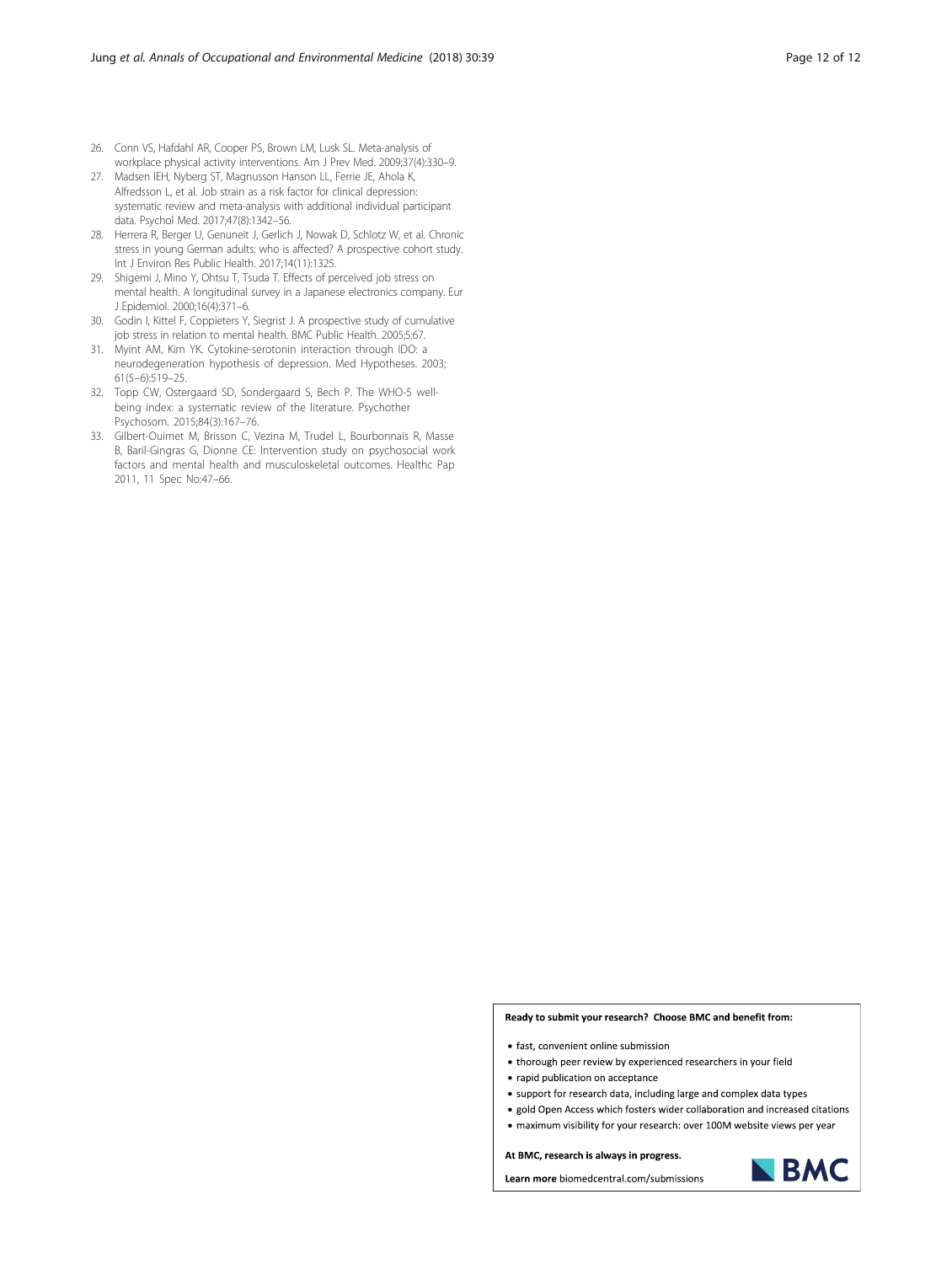26. Conn VS, Hafdahl AR, Cooper PS, Brown LM, Lusk SL. Meta-analysis of workplace physical activity interventions. Am J Prev Med. 2009;37(4):330–9.
27. Madsen IEH, Nyberg ST, Magnusson Hanson LL, Ferrie JE, Ahola K, Alfredsson L, et al. Job strain as a risk factor for clinical depression: systematic review and meta-analysis with additional individual participant data. Psychol Med. 2017;47(8):1342–56.
28. Herrera R, Berger U, Genuneit J, Gerlich J, Nowak D, Schlotz W, et al. Chronic stress in young German adults: who is affected? A prospective cohort study. Int J Environ Res Public Health. 2017;14(11):1325.
29. Shigemi J, Mino Y, Ohtsu T, Tsuda T. Effects of perceived job stress on mental health. A longitudinal survey in a Japanese electronics company. Eur J Epidemiol. 2000;16(4):371–6.
30. Godin I, Kittel F, Coppieters Y, Siegrist J. A prospective study of cumulative job stress in relation to mental health. BMC Public Health. 2005;5:67.
31. Myint AM, Kim YK. Cytokine-serotonin interaction through IDO: a neurodegeneration hypothesis of depression. Med Hypotheses. 2003; 61(5–6):519–25.
32. Topp CW, Ostergaard SD, Sondergaard S, Bech P. The WHO-5 well-being index: a systematic review of the literature. Psychother Psychosom. 2015;84(3):167–76.
33. Gilbert-Ouimet M, Brisson C, Vezina M, Trudel L, Bourbonnais R, Masse B, Baril-Gingras G, Dionne CE: Intervention study on psychosocial work factors and mental health and musculoskeletal outcomes. Healthc Pap 2011, 11 Spec No:47–66.

**Ready to submit your research? Choose BMC and benefit from:**

- fast, convenient online submission
- thorough peer review by experienced researchers in your field
- rapid publication on acceptance
- support for research data, including large and complex data types
- gold Open Access which fosters wider collaboration and increased citations
- maximum visibility for your research: over 100M website views per year

**At BMC, research is always in progress.**

**Learn more** biomedcentral.com/submissions

BMC